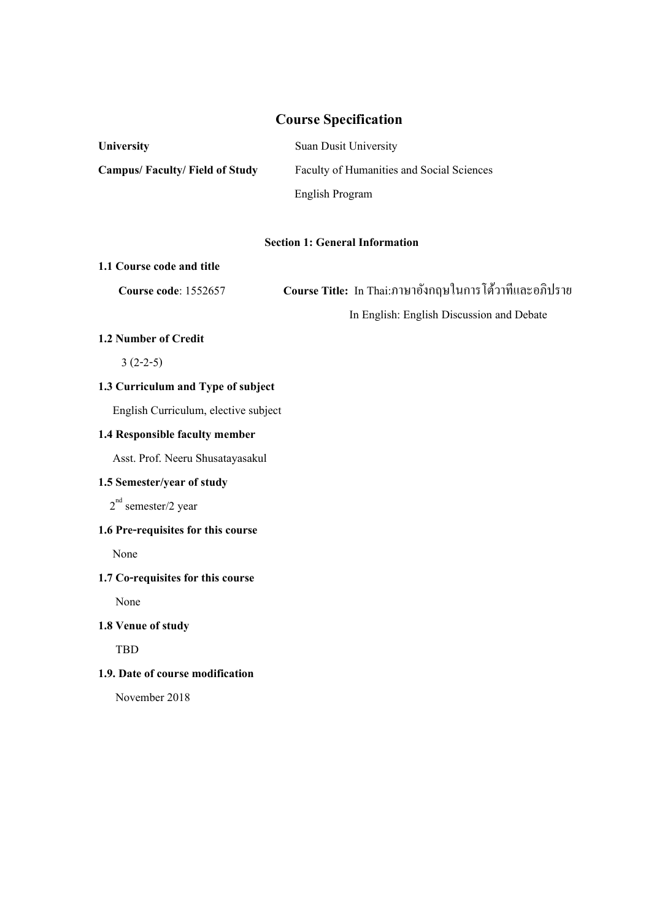# Course Specification

| | |
|---|---|
| **University** | Suan Dusit University |
| **Campus/ Faculty/ Field of Study** | Faculty of Humanities and Social Sciences |
| | English Program |

## Section 1: General Information

**1.1 Course code and title**

**Course code**: 1552657 **Course Title:** In Thai:ภาษาอังกฤษในการโต้วาทีและอภิปราย

In English: English Discussion and Debate

**1.2 Number of Credit**

3 (2-2-5)

**1.3 Curriculum and Type of subject**

English Curriculum, elective subject

**1.4 Responsible faculty member**

Asst. Prof. Neeru Shusatayasakul

**1.5 Semester/year of study**

2nd semester/2 year

**1.6 Pre-requisites for this course**

None

**1.7 Co-requisites for this course**

None

**1.8 Venue of study**

TBD

**1.9. Date of course modification**

November 2018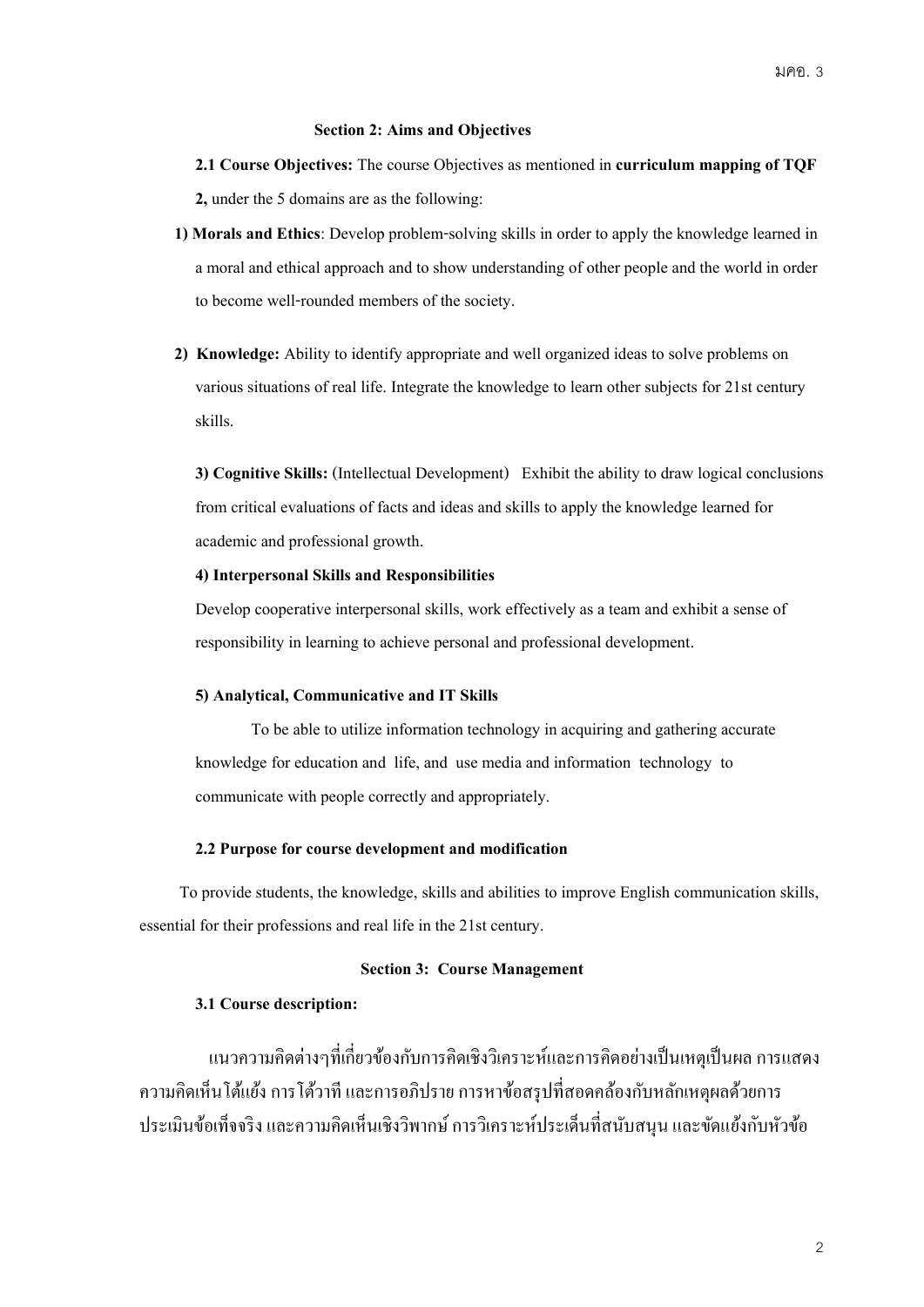## Section 2: Aims and Objectives

**2.1 Course Objectives:** The course Objectives as mentioned in **curriculum mapping of TQF 2,** under the 5 domains are as the following:

**1) Morals and Ethics**: Develop problem-solving skills in order to apply the knowledge learned in a moral and ethical approach and to show understanding of other people and the world in order to become well-rounded members of the society.

**2) Knowledge:** Ability to identify appropriate and well organized ideas to solve problems on various situations of real life. Integrate the knowledge to learn other subjects for 21st century skills.

**3) Cognitive Skills:** (Intellectual Development) Exhibit the ability to draw logical conclusions from critical evaluations of facts and ideas and skills to apply the knowledge learned for academic and professional growth.

**4) Interpersonal Skills and Responsibilities**

Develop cooperative interpersonal skills, work effectively as a team and exhibit a sense of responsibility in learning to achieve personal and professional development.

**5) Analytical, Communicative and IT Skills**

To be able to utilize information technology in acquiring and gathering accurate knowledge for education and life, and use media and information technology to communicate with people correctly and appropriately.

**2.2 Purpose for course development and modification**

To provide students, the knowledge, skills and abilities to improve English communication skills, essential for their professions and real life in the 21st century.

## Section 3: Course Management

**3.1 Course description:**

แนวความคิดต่างๆที่เกี่ยวข้องกับการคิดเชิงวิเคราะห์และการคิดอย่างเป็นเหตุเป็นผล การแสดงความคิดเห็นโต้แย้ง การโต้วาที และการอภิปราย การหาข้อสรุปที่สอดคล้องกับหลักเหตุผลด้วยการประเมินข้อเท็จจริง และความคิดเห็นเชิงวิพากษ์ การวิเคราะห์ประเด็นที่สนับสนุน และขัดแย้งกับหัวข้อ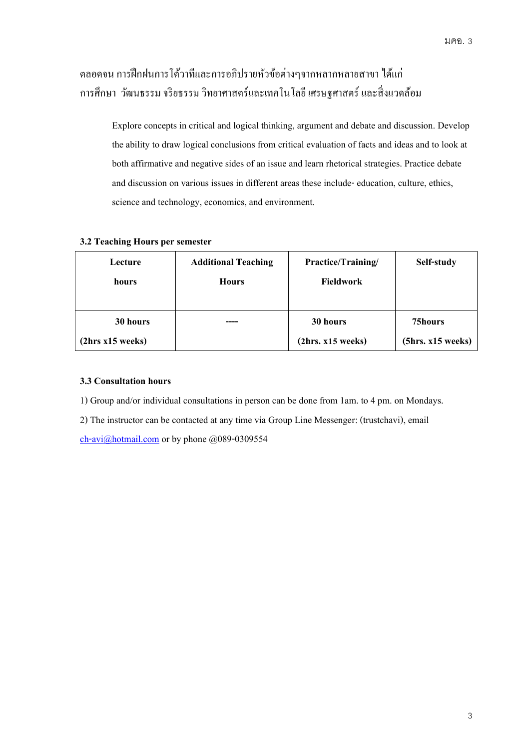ตลอดจน การฝึกฝนการโต้วาทีและการอภิปรายหัวข้อต่างๆจากหลากหลายสาขา ได้แก่ การศึกษา วัฒนธรรม จริยธรรม วิทยาศาสตร์และเทคโนโลยี เศรษฐศาสตร์ และสิ่งแวดล้อม

Explore concepts in critical and logical thinking, argument and debate and discussion. Develop the ability to draw logical conclusions from critical evaluation of facts and ideas and to look at both affirmative and negative sides of an issue and learn rhetorical strategies. Practice debate and discussion on various issues in different areas these include- education, culture, ethics, science and technology, economics, and environment.

**3.2 Teaching Hours per semester**

| Lecture hours | Additional Teaching Hours | Practice/Training/ Fieldwork | Self-study |
|---|---|---|---|
| **30 hours (2hrs x15 weeks)** | **----** | **30 hours (2hrs. x15 weeks)** | **75hours (5hrs. x15 weeks)** |

**3.3 Consultation hours**

1) Group and/or individual consultations in person can be done from 1am. to 4 pm. on Mondays.

2) The instructor can be contacted at any time via Group Line Messenger: (trustchavi), email ch-avi@hotmail.com or by phone @089-0309554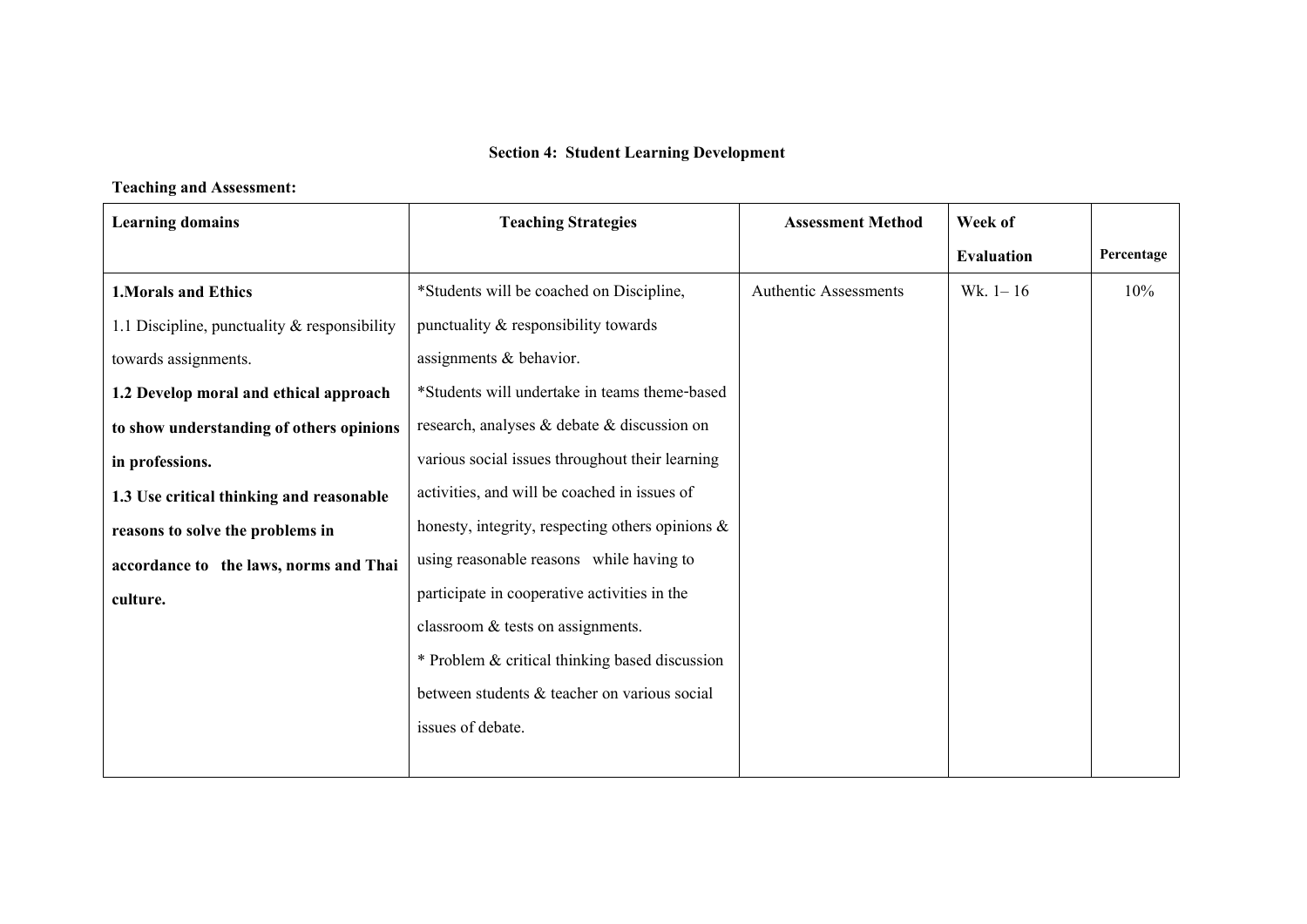## Section 4: Student Learning Development

**Teaching and Assessment:**

| Learning domains | Teaching Strategies | Assessment Method | Week of Evaluation | Percentage |
|---|---|---|---|---|
| **1.Morals and Ethics**<br>1.1 Discipline, punctuality & responsibility towards assignments.<br>**1.2 Develop moral and ethical approach to show understanding of others opinions in professions.**<br>**1.3 Use critical thinking and reasonable reasons to solve the problems in accordance to the laws, norms and Thai culture.** | *Students will be coached on Discipline, punctuality & responsibility towards assignments & behavior.<br>*Students will undertake in teams theme-based research, analyses & debate & discussion on various social issues throughout their learning activities, and will be coached in issues of honesty, integrity, respecting others opinions & using reasonable reasons while having to participate in cooperative activities in the classroom & tests on assignments.<br>* Problem & critical thinking based discussion between students & teacher on various social issues of debate. | Authentic Assessments | Wk. 1– 16 | 10% |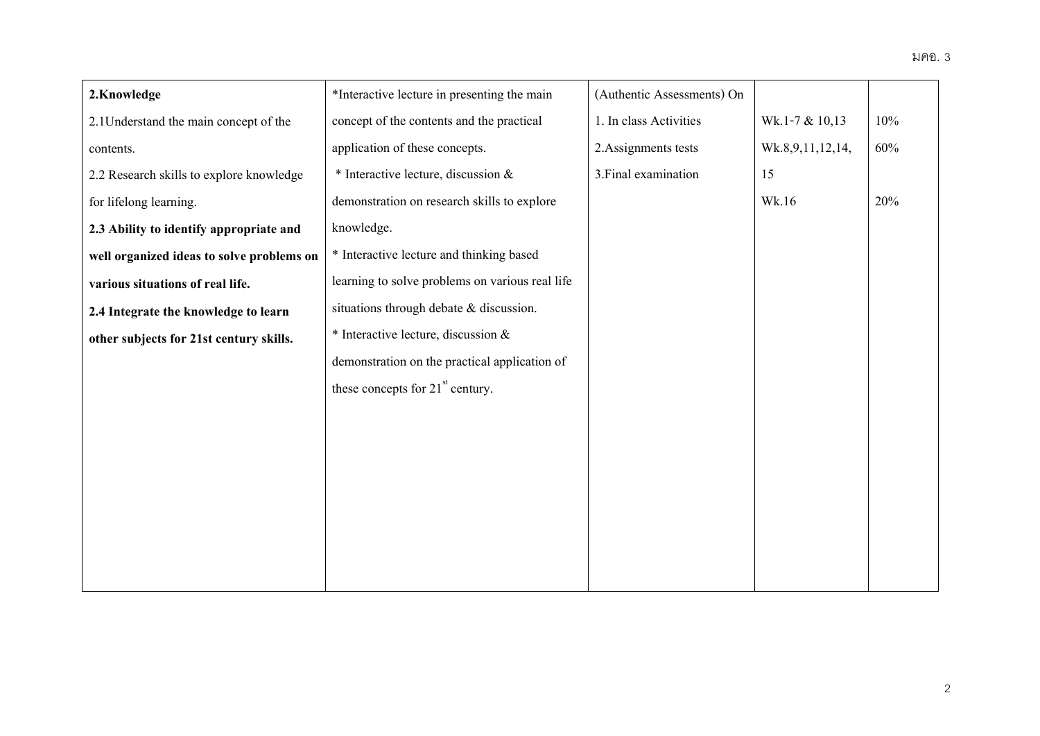| **2.Knowledge**<br>2.1Understand the main concept of the contents.<br>2.2 Research skills to explore knowledge for lifelong learning.<br>**2.3 Ability to identify appropriate and well organized ideas to solve problems on various situations of real life.**<br>**2.4 Integrate the knowledge to learn other subjects for 21st century skills.** | *Interactive lecture in presenting the main concept of the contents and the practical application of these concepts.<br>* Interactive lecture, discussion & demonstration on research skills to explore knowledge.<br>* Interactive lecture and thinking based learning to solve problems on various real life situations through debate & discussion.<br>* Interactive lecture, discussion & demonstration on the practical application of these concepts for 21st century. | (Authentic Assessments) On<br>1. In class Activities<br>2.Assignments tests<br>3.Final examination | <br>Wk.1-7 & 10,13<br>Wk.8,9,11,12,14, 15<br>Wk.16 | <br>10%<br>60%<br><br>20% |
|---|---|---|---|---|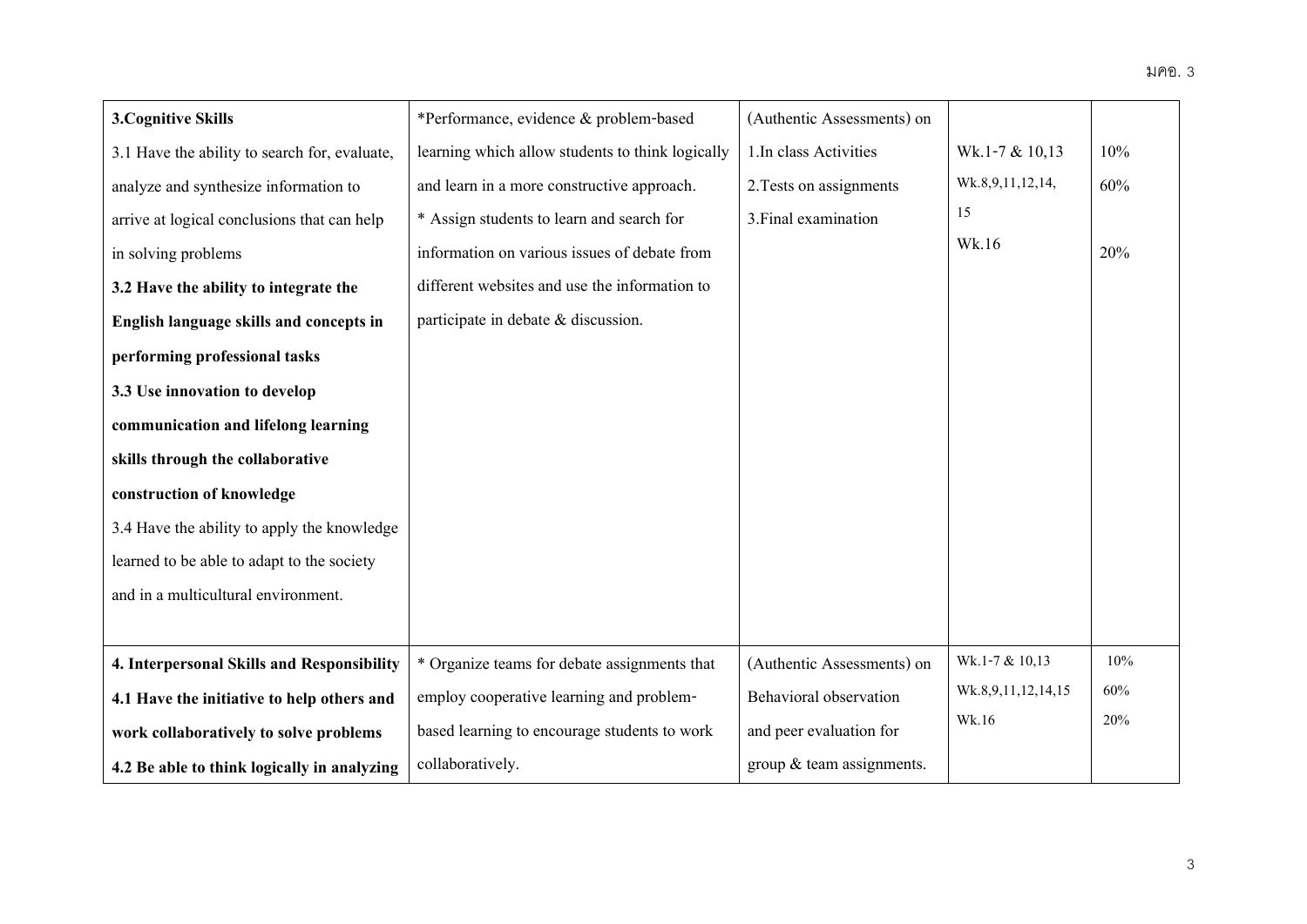| **3.Cognitive Skills**<br>3.1 Have the ability to search for, evaluate, analyze and synthesize information to arrive at logical conclusions that can help in solving problems<br>**3.2 Have the ability to integrate the English language skills and concepts in performing professional tasks**<br>**3.3 Use innovation to develop communication and lifelong learning skills through the collaborative construction of knowledge**<br>3.4 Have the ability to apply the knowledge learned to be able to adapt to the society and in a multicultural environment. | *Performance, evidence & problem-based learning which allow students to think logically and learn in a more constructive approach.<br>* Assign students to learn and search for information on various issues of debate from different websites and use the information to participate in debate & discussion. | (Authentic Assessments) on<br>1.In class Activities<br>2.Tests on assignments<br>3.Final examination | <br>Wk.1-7 & 10,13<br>Wk.8,9,11,12,14, 15<br>Wk.16 | <br>10%<br>60%<br>20% |
|---|---|---|---|---|
| **4. Interpersonal Skills and Responsibility**<br>**4.1 Have the initiative to help others and work collaboratively to solve problems**<br>**4.2 Be able to think logically in analyzing** | * Organize teams for debate assignments that employ cooperative learning and problem-based learning to encourage students to work collaboratively. | (Authentic Assessments) on Behavioral observation and peer evaluation for group & team assignments. | Wk.1-7 & 10,13<br>Wk.8,9,11,12,14,15<br>Wk.16 | 10%<br>60%<br>20% |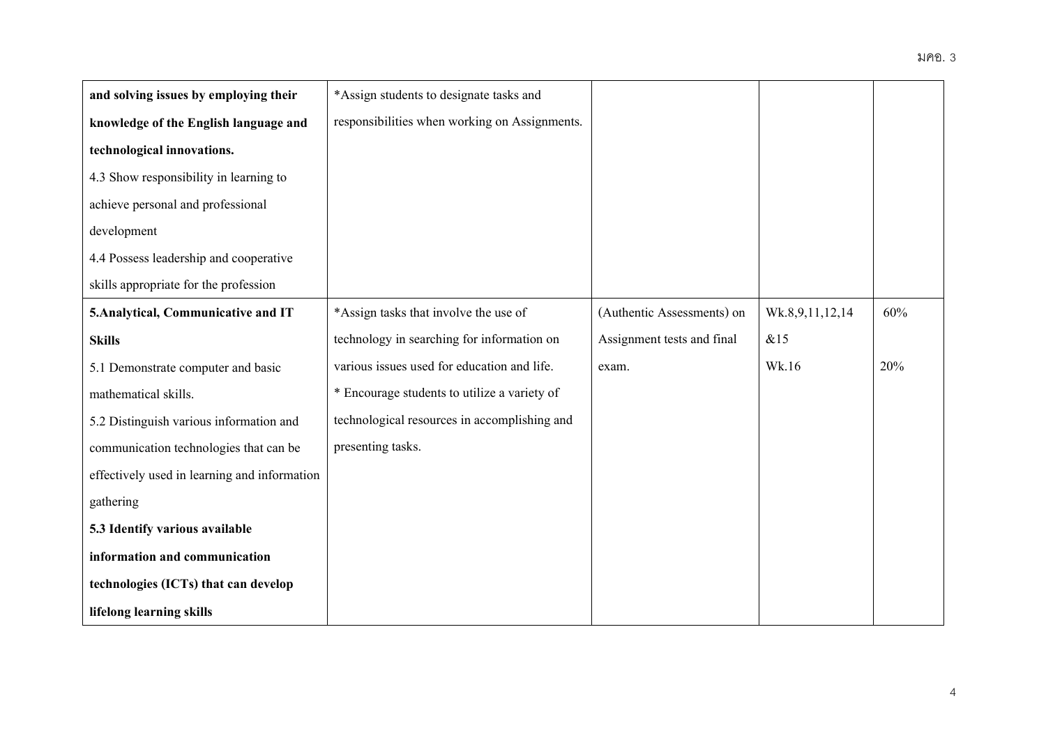| | | | | |
|---|---|---|---|---|
| **and solving issues by employing their knowledge of the English language and technological innovations.**<br>4.3 Show responsibility in learning to achieve personal and professional development<br>4.4 Possess leadership and cooperative skills appropriate for the profession | *Assign students to designate tasks and responsibilities when working on Assignments. | | | |
| **5.Analytical, Communicative and IT Skills**<br>5.1 Demonstrate computer and basic mathematical skills.<br>5.2 Distinguish various information and communication technologies that can be effectively used in learning and information gathering<br>**5.3 Identify various available information and communication technologies (ICTs) that can develop lifelong learning skills** | *Assign tasks that involve the use of technology in searching for information on various issues used for education and life.<br>* Encourage students to utilize a variety of technological resources in accomplishing and presenting tasks. | (Authentic Assessments) on Assignment tests and final exam. | Wk.8,9,11,12,14 &15<br>Wk.16 | 60%<br><br>20% |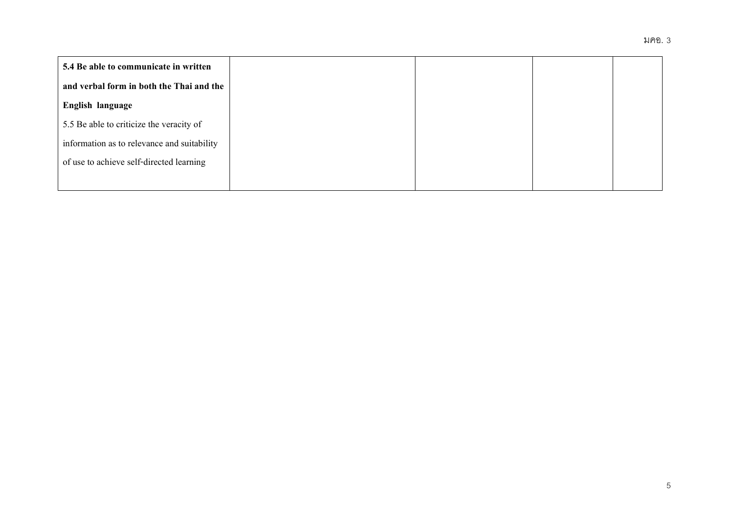| | | | | |
|---|---|---|---|---|
| **5.4 Be able to communicate in written and verbal form in both the Thai and the English language**<br>5.5 Be able to criticize the veracity of information as to relevance and suitability of use to achieve self-directed learning | | | | |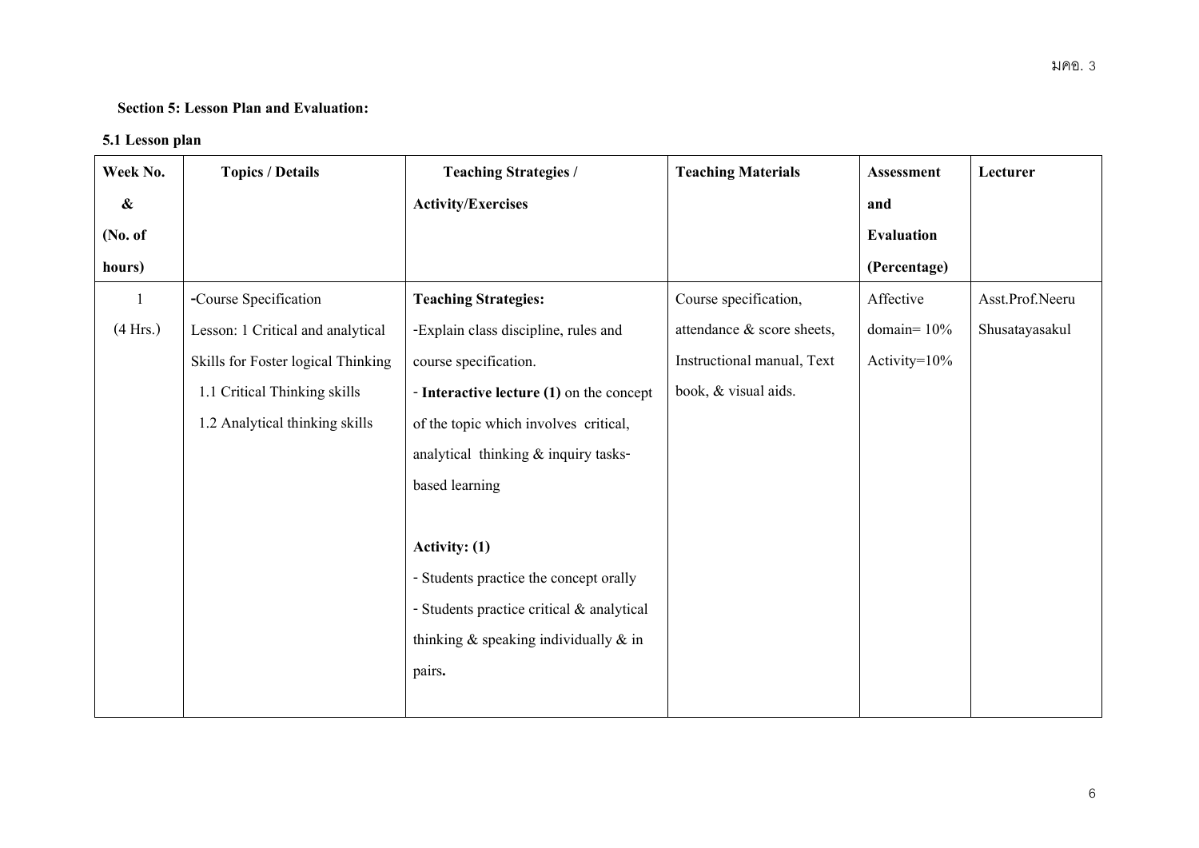**Section 5: Lesson Plan and Evaluation:**

**5.1 Lesson plan**

| Week No. & (No. of hours) | Topics / Details | Teaching Strategies / Activity/Exercises | Teaching Materials | Assessment and Evaluation (Percentage) | Lecturer |
|---|---|---|---|---|---|
| 1 (4 Hrs.) | -Course Specification<br>Lesson: 1 Critical and analytical Skills for Foster logical Thinking<br>1.1 Critical Thinking skills<br>1.2 Analytical thinking skills | **Teaching Strategies:**<br>-Explain class discipline, rules and course specification.<br>- **Interactive lecture (1)** on the concept of the topic which involves critical, analytical thinking & inquiry tasks-based learning<br><br>**Activity: (1)**<br>- Students practice the concept orally<br>- Students practice critical & analytical thinking & speaking individually & in pairs**.** | Course specification, attendance & score sheets, Instructional manual, Text book, & visual aids. | Affective domain= 10%<br>Activity=10% | Asst.Prof.Neeru Shusatayasakul |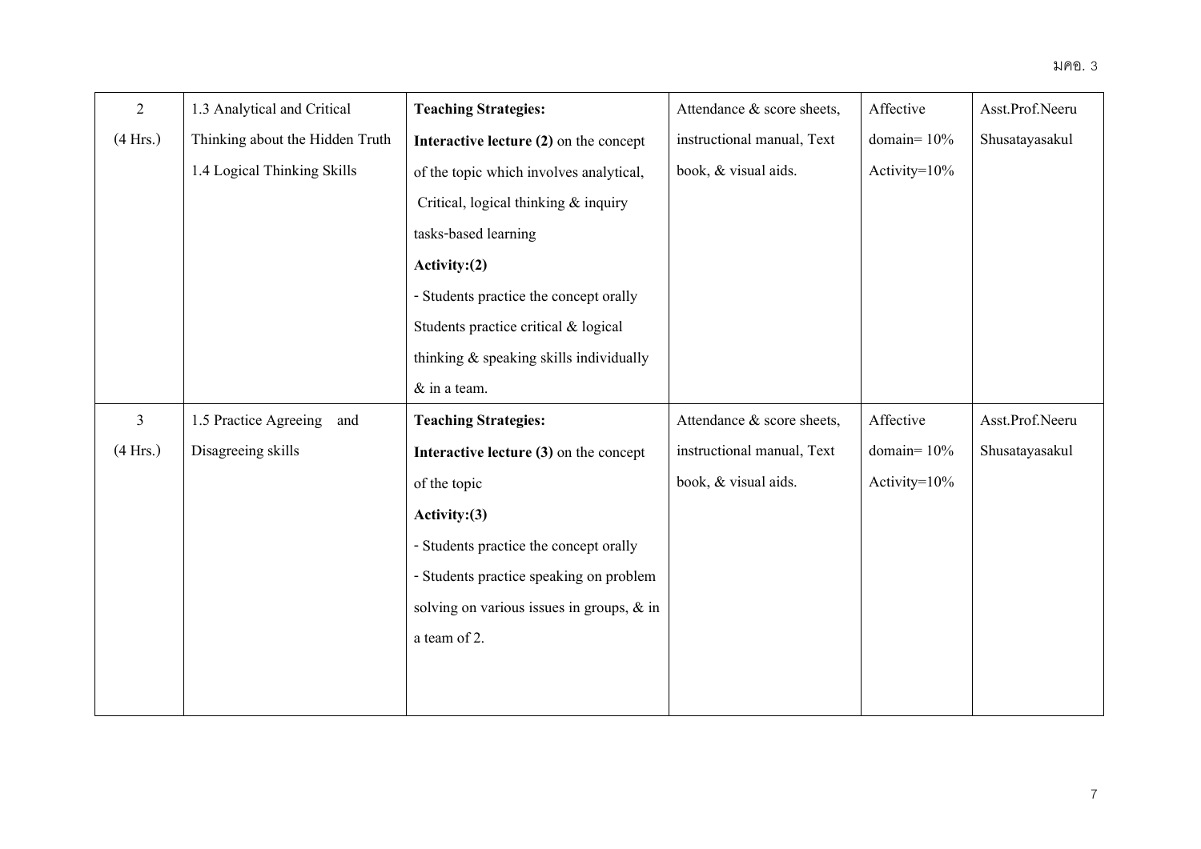| 2 (4 Hrs.) | 1.3 Analytical and Critical Thinking about the Hidden Truth<br>1.4 Logical Thinking Skills | **Teaching Strategies:**<br>**Interactive lecture (2)** on the concept of the topic which involves analytical, Critical, logical thinking & inquiry tasks-based learning<br>**Activity:(2)**<br>- Students practice the concept orally Students practice critical & logical thinking & speaking skills individually & in a team. | Attendance & score sheets, instructional manual, Text book, & visual aids. | Affective domain= 10%<br>Activity=10% | Asst.Prof.Neeru Shusatayasakul |
|---|---|---|---|---|---|
| 3 (4 Hrs.) | 1.5 Practice Agreeing and Disagreeing skills | **Teaching Strategies:**<br>**Interactive lecture (3)** on the concept of the topic<br>**Activity:(3)**<br>- Students practice the concept orally<br>- Students practice speaking on problem solving on various issues in groups, & in a team of 2. | Attendance & score sheets, instructional manual, Text book, & visual aids. | Affective domain= 10%<br>Activity=10% | Asst.Prof.Neeru Shusatayasakul |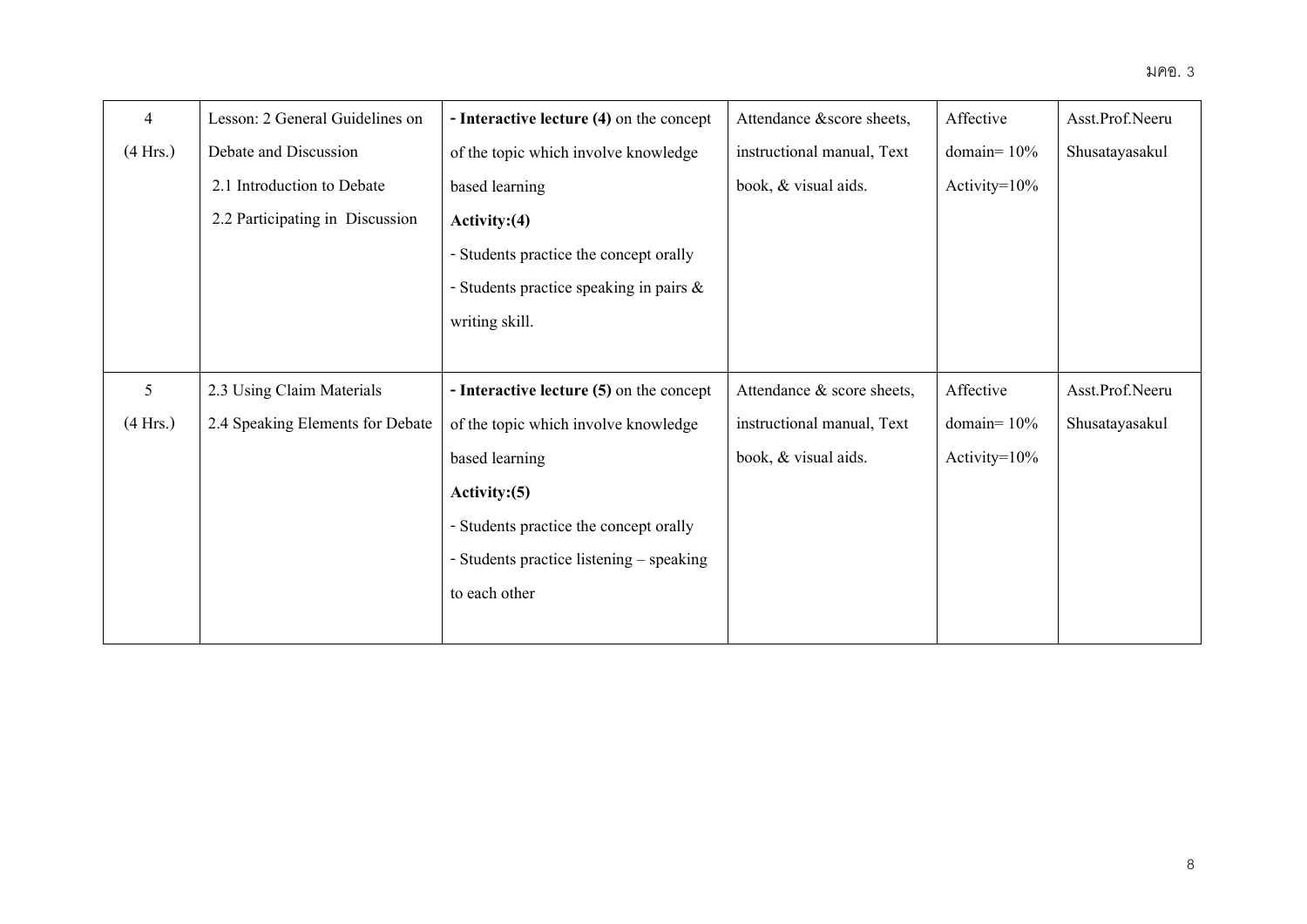| 4 (4 Hrs.) | Lesson: 2 General Guidelines on Debate and Discussion<br>2.1 Introduction to Debate<br>2.2 Participating in Discussion | **- Interactive lecture (4)** on the concept of the topic which involve knowledge based learning<br>**Activity:(4)**<br>- Students practice the concept orally<br>- Students practice speaking in pairs & writing skill. | Attendance &score sheets, instructional manual, Text book, & visual aids. | Affective domain= 10%<br>Activity=10% | Asst.Prof.Neeru Shusatayasakul |
|---|---|---|---|---|---|
| 5 (4 Hrs.) | 2.3 Using Claim Materials<br>2.4 Speaking Elements for Debate | **- Interactive lecture (5)** on the concept of the topic which involve knowledge based learning<br>**Activity:(5)**<br>- Students practice the concept orally<br>- Students practice listening – speaking to each other | Attendance & score sheets, instructional manual, Text book, & visual aids. | Affective domain= 10%<br>Activity=10% | Asst.Prof.Neeru Shusatayasakul |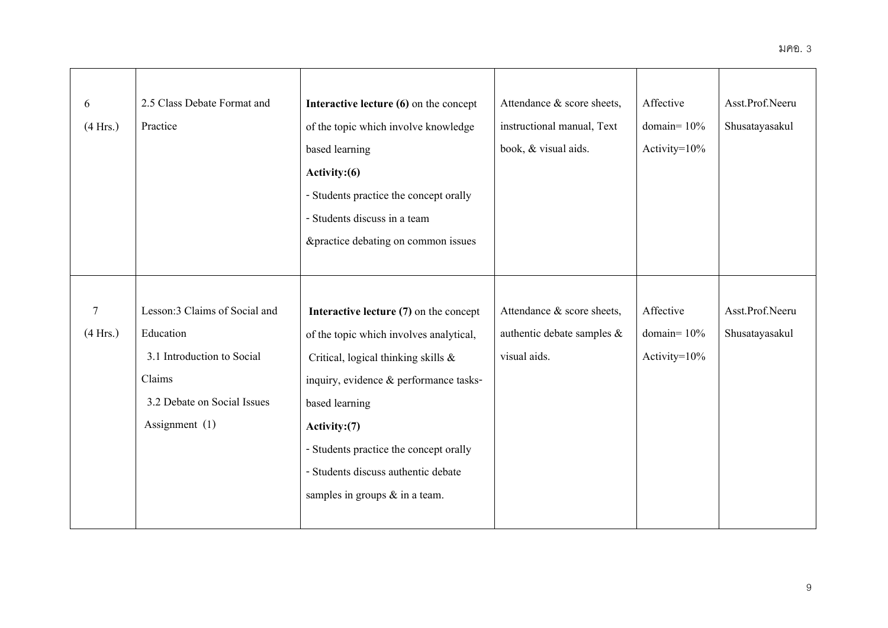| | | | | | |
|---|---|---|---|---|---|
| 6<br>(4 Hrs.) | 2.5 Class Debate Format and Practice | **Interactive lecture (6)** on the concept of the topic which involve knowledge based learning<br>**Activity:(6)**<br>- Students practice the concept orally<br>- Students discuss in a team &practice debating on common issues | Attendance & score sheets, instructional manual, Text book, & visual aids. | Affective domain= 10%<br>Activity=10% | Asst.Prof.Neeru Shusatayasakul |
| 7<br>(4 Hrs.) | Lesson:3 Claims of Social and Education<br>3.1 Introduction to Social Claims<br>3.2 Debate on Social Issues<br>Assignment (1) | **Interactive lecture (7)** on the concept of the topic which involves analytical, Critical, logical thinking skills & inquiry, evidence & performance tasks-based learning<br>**Activity:(7)**<br>- Students practice the concept orally<br>- Students discuss authentic debate samples in groups & in a team. | Attendance & score sheets, authentic debate samples & visual aids. | Affective domain= 10%<br>Activity=10% | Asst.Prof.Neeru Shusatayasakul |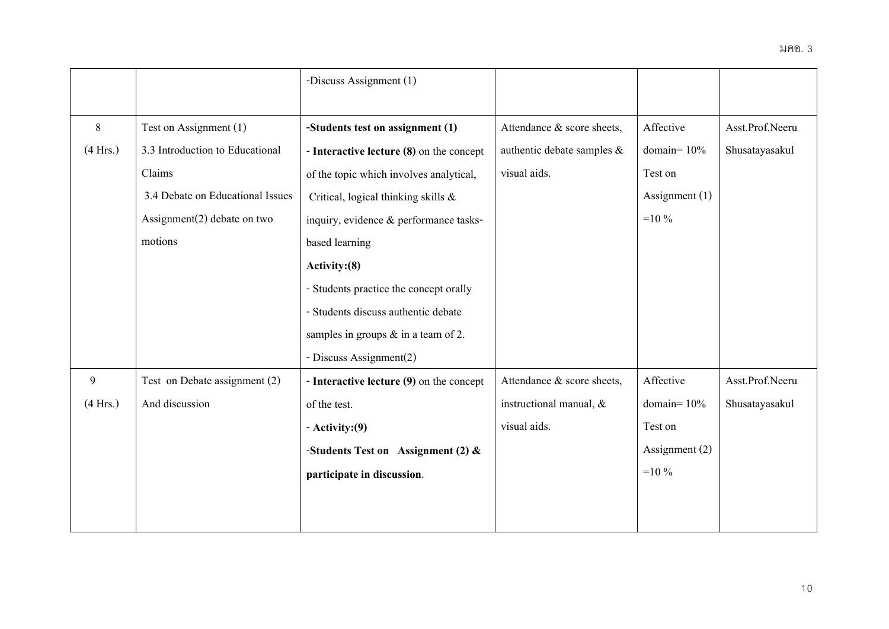| | | -Discuss Assignment (1) | | | |
|---|---|---|---|---|---|
| 8<br>(4 Hrs.) | Test on Assignment (1)<br>3.3 Introduction to Educational Claims<br>3.4 Debate on Educational Issues<br>Assignment(2) debate on two motions | **-Students test on assignment (1)**<br>- **Interactive lecture (8)** on the concept of the topic which involves analytical, Critical, logical thinking skills & inquiry, evidence & performance tasks-based learning<br>**Activity:(8)**<br>- Students practice the concept orally<br>- Students discuss authentic debate samples in groups & in a team of 2.<br>- Discuss Assignment(2) | Attendance & score sheets, authentic debate samples & visual aids. | Affective domain= 10%<br>Test on Assignment (1) =10 % | Asst.Prof.Neeru Shusatayasakul |
| 9<br>(4 Hrs.) | Test on Debate assignment (2)<br>And discussion | - **Interactive lecture (9)** on the concept of the test.<br>- **Activity:(9)**<br>**-Students Test on Assignment (2) & participate in discussion**. | Attendance & score sheets, instructional manual, & visual aids. | Affective domain= 10%<br>Test on Assignment (2) =10 % | Asst.Prof.Neeru Shusatayasakul |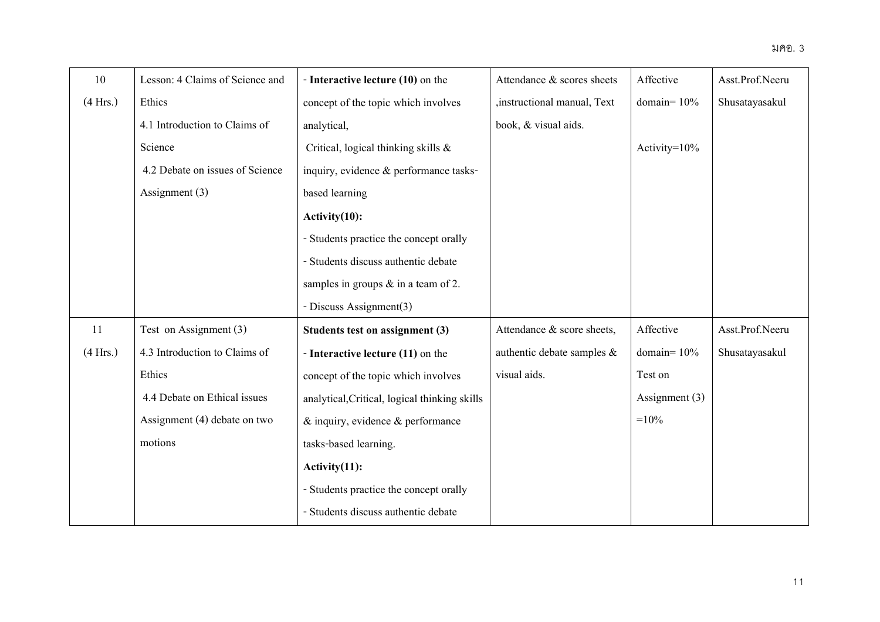| 10 (4 Hrs.) | Lesson: 4 Claims of Science and Ethics<br>4.1 Introduction to Claims of Science<br>4.2 Debate on issues of Science<br>Assignment (3) | - **Interactive lecture (10)** on the concept of the topic which involves analytical, Critical, logical thinking skills & inquiry, evidence & performance tasks-based learning<br>**Activity(10):**<br>- Students practice the concept orally<br>- Students discuss authentic debate samples in groups & in a team of 2.<br>- Discuss Assignment(3) | Attendance & scores sheets ,instructional manual, Text book, & visual aids. | Affective domain= 10%<br><br>Activity=10% | Asst.Prof.Neeru Shusatayasakul |
|---|---|---|---|---|---|
| 11 (4 Hrs.) | Test on Assignment (3)<br>4.3 Introduction to Claims of Ethics<br>4.4 Debate on Ethical issues<br>Assignment (4) debate on two motions | **Students test on assignment (3)**<br>- **Interactive lecture (11)** on the concept of the topic which involves analytical,Critical, logical thinking skills & inquiry, evidence & performance tasks-based learning.<br>**Activity(11):**<br>- Students practice the concept orally<br>- Students discuss authentic debate | Attendance & score sheets, authentic debate samples & visual aids. | Affective domain= 10%<br>Test on Assignment (3) =10% | Asst.Prof.Neeru Shusatayasakul |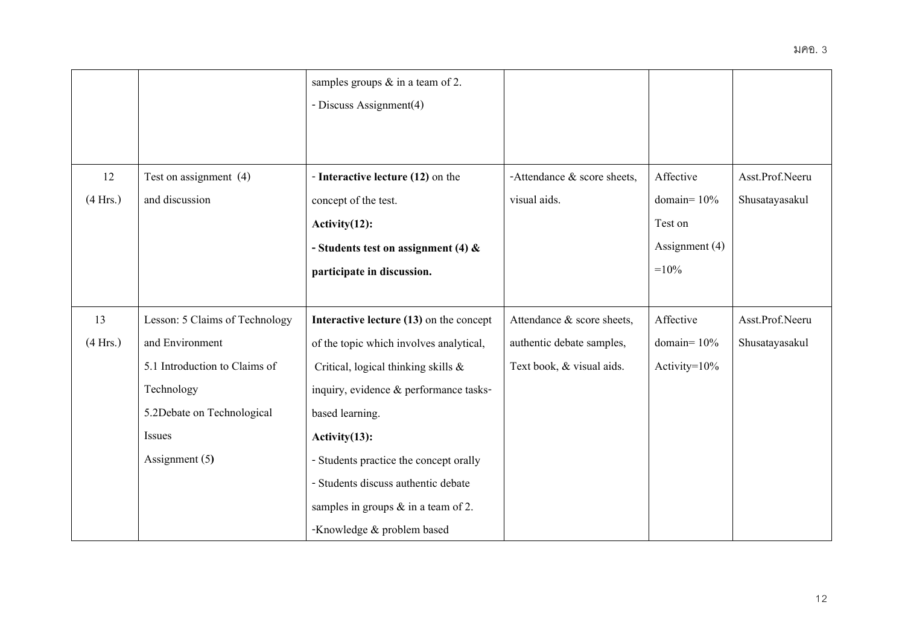| | | samples groups & in a team of 2.<br>- Discuss Assignment(4) | | | |
|---|---|---|---|---|---|
| 12<br>(4 Hrs.) | Test on assignment (4)<br>and discussion | - **Interactive lecture (12)** on the concept of the test.<br>**Activity(12):**<br>**- Students test on assignment (4) & participate in discussion.** | -Attendance & score sheets, visual aids. | Affective domain= 10%<br>Test on Assignment (4) =10% | Asst.Prof.Neeru Shusatayasakul |
| 13<br>(4 Hrs.) | Lesson: 5 Claims of Technology and Environment<br>5.1 Introduction to Claims of Technology<br>5.2Debate on Technological Issues<br>Assignment (5**)** | **Interactive lecture (13)** on the concept of the topic which involves analytical, Critical, logical thinking skills & inquiry, evidence & performance tasks-based learning.<br>**Activity(13):**<br>- Students practice the concept orally<br>- Students discuss authentic debate samples in groups & in a team of 2.<br>-Knowledge & problem based | Attendance & score sheets, authentic debate samples, Text book, & visual aids. | Affective domain= 10%<br>Activity=10% | Asst.Prof.Neeru Shusatayasakul |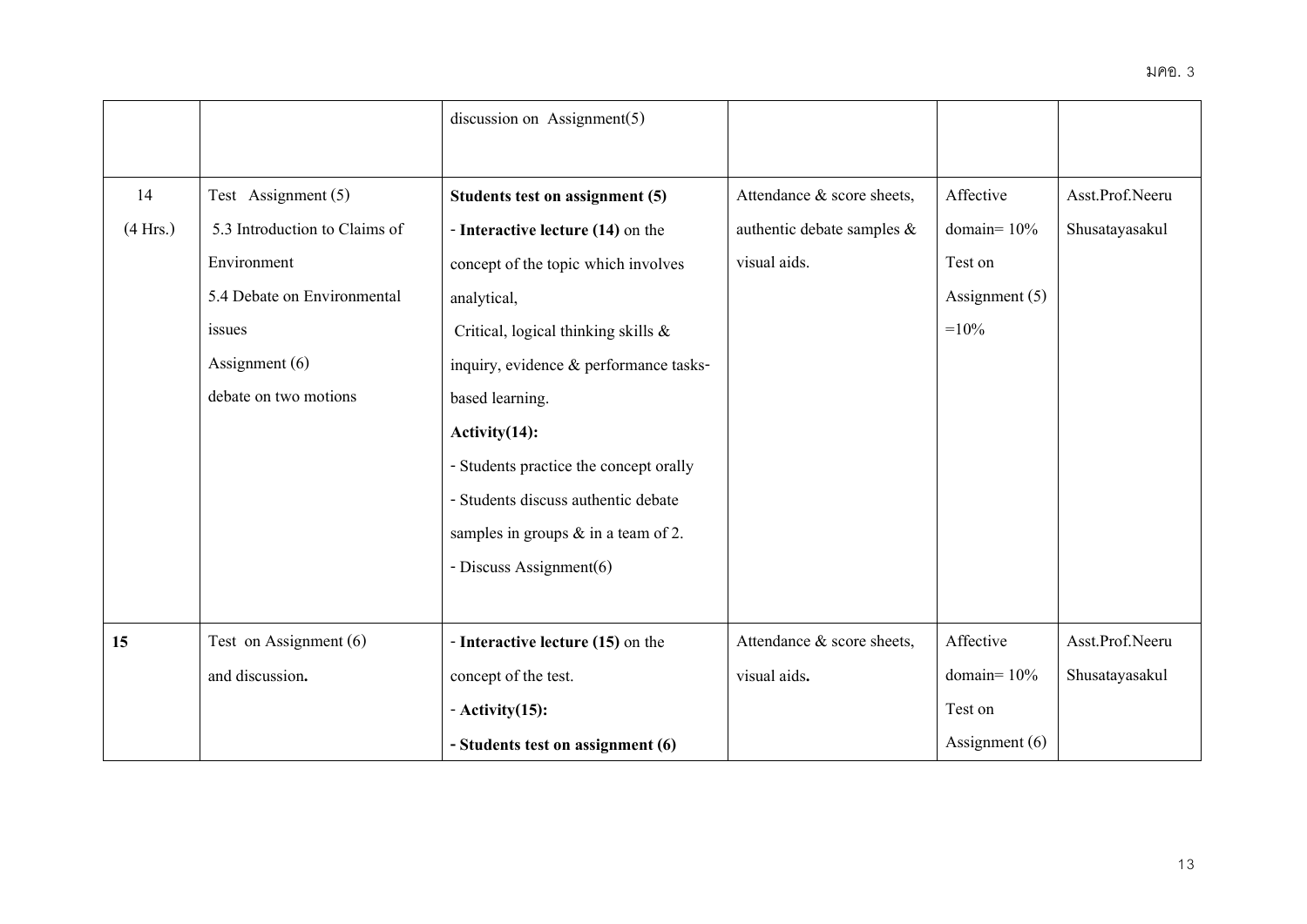| | | discussion on Assignment(5) | | | |
|---|---|---|---|---|---|
| 14 (4 Hrs.) | Test Assignment (5)<br>5.3 Introduction to Claims of Environment<br>5.4 Debate on Environmental issues<br>Assignment (6)<br>debate on two motions | **Students test on assignment (5)**<br>- **Interactive lecture (14)** on the concept of the topic which involves analytical, Critical, logical thinking skills & inquiry, evidence & performance tasks-based learning.<br>**Activity(14):**<br>- Students practice the concept orally<br>- Students discuss authentic debate samples in groups & in a team of 2.<br>- Discuss Assignment(6) | Attendance & score sheets, authentic debate samples & visual aids. | Affective domain= 10%<br>Test on Assignment (5) =10% | Asst.Prof.Neeru Shusatayasakul |
| **15** | Test on Assignment (6) and discussion**.** | - **Interactive lecture (15)** on the concept of the test.<br>- **Activity(15):**<br>**- Students test on assignment (6)** | Attendance & score sheets, visual aids**.** | Affective domain= 10%<br>Test on Assignment (6) | Asst.Prof.Neeru Shusatayasakul |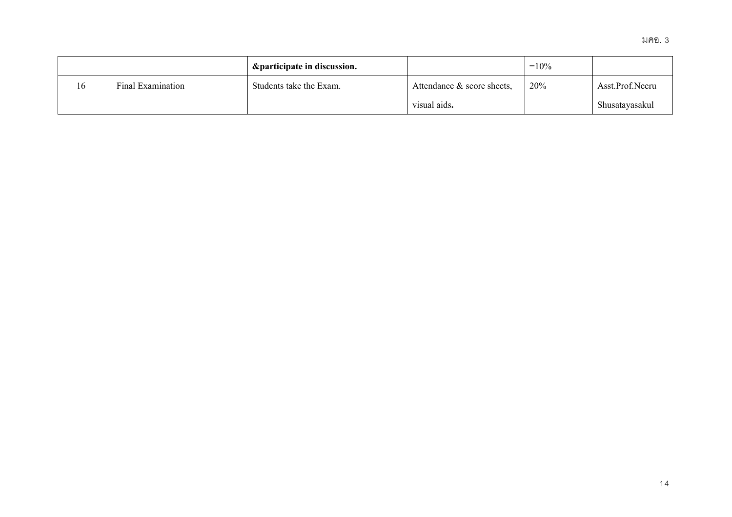| | | **&participate in discussion.** | | =10% | |
|---|---|---|---|---|---|
| 16 | Final Examination | Students take the Exam. | Attendance & score sheets, visual aids**.** | 20% | Asst.Prof.Neeru Shusatayasakul |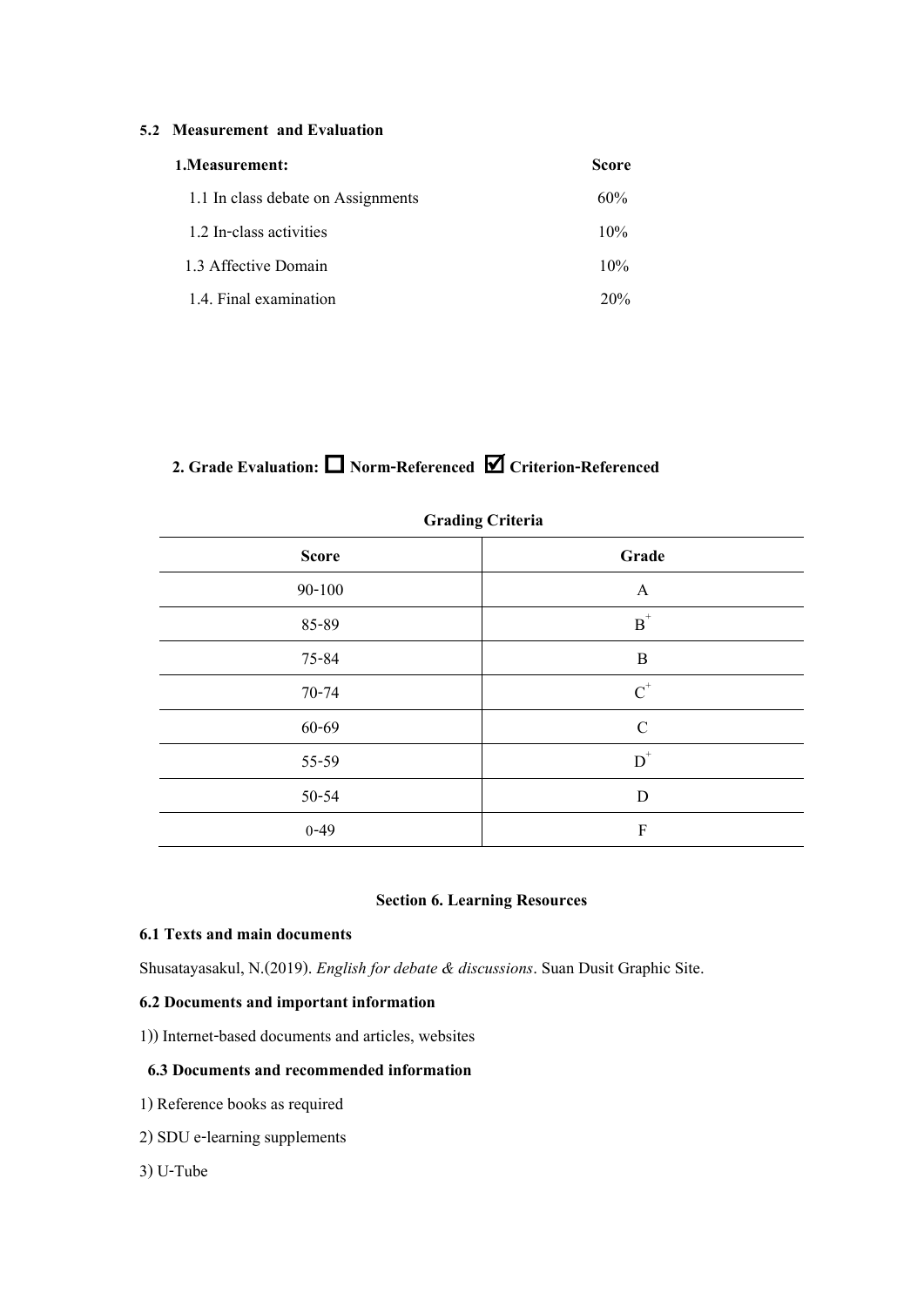### 5.2 Measurement and Evaluation

| **1.Measurement:** | **Score** |
|---|---|
| 1.1 In class debate on Assignments | 60% |
| 1.2 In-class activities | 10% |
| 1.3 Affective Domain | 10% |
| 1.4. Final examination | 20% |

**2. Grade Evaluation: ☐ Norm-Referenced ☑ Criterion-Referenced**

**Grading Criteria**

| Score | Grade |
|---|---|
| 90-100 | A |
| 85-89 | $B^+$ |
| 75-84 | B |
| 70-74 | $C^+$ |
| 60-69 | C |
| 55-59 | $D^+$ |
| 50-54 | D |
| 0-49 | F |

## Section 6. Learning Resources

### 6.1 Texts and main documents

Shusatayasakul, N.(2019). *English for debate & discussions*. Suan Dusit Graphic Site.

### 6.2 Documents and important information

1)) Internet-based documents and articles, websites

### 6.3 Documents and recommended information

1) Reference books as required

2) SDU e-learning supplements

3) U-Tube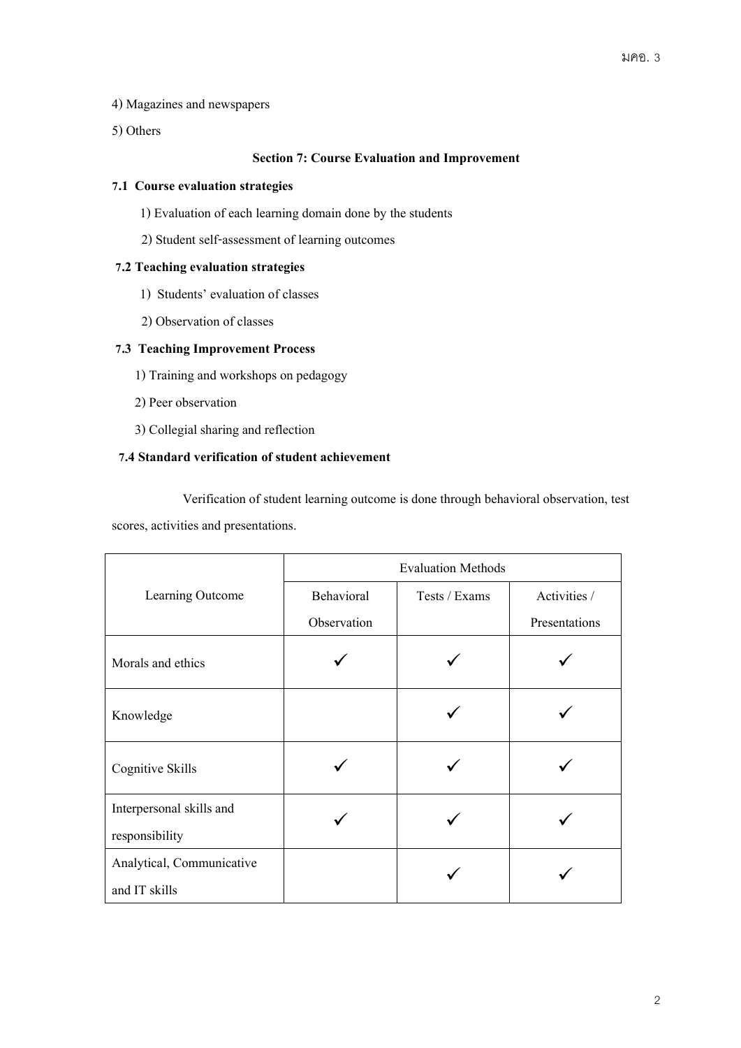4) Magazines and newspapers

5) Others

## Section 7: Course Evaluation and Improvement

### 7.1 Course evaluation strategies

1) Evaluation of each learning domain done by the students

2) Student self-assessment of learning outcomes

### 7.2 Teaching evaluation strategies

1) Students' evaluation of classes

2) Observation of classes

### 7.3 Teaching Improvement Process

1) Training and workshops on pedagogy

2) Peer observation

3) Collegial sharing and reflection

### 7.4 Standard verification of student achievement

Verification of student learning outcome is done through behavioral observation, test scores, activities and presentations.

| Learning Outcome | Evaluation Methods | | |
|---|---|---|---|
| | Behavioral Observation | Tests / Exams | Activities / Presentations |
| Morals and ethics | ✓ | ✓ | ✓ |
| Knowledge | | ✓ | ✓ |
| Cognitive Skills | ✓ | ✓ | ✓ |
| Interpersonal skills and responsibility | ✓ | ✓ | ✓ |
| Analytical, Communicative and IT skills | | ✓ | ✓ |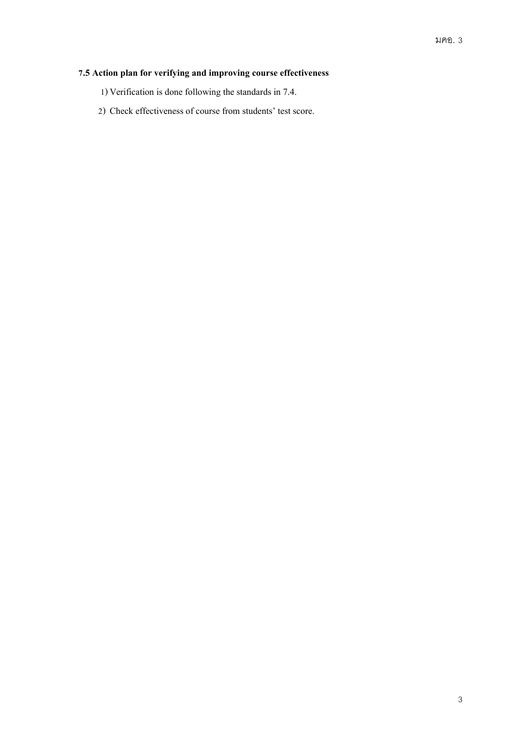### 7.5 Action plan for verifying and improving course effectiveness

1) Verification is done following the standards in 7.4.

2) Check effectiveness of course from students' test score.